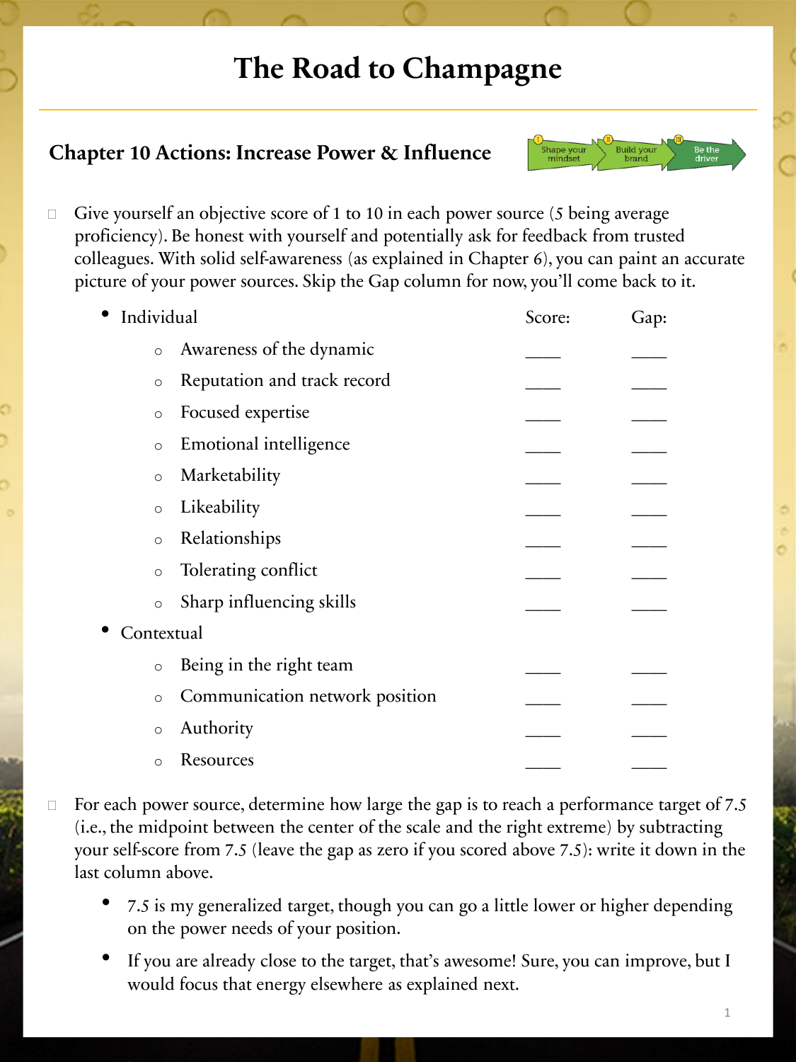# The Road to Champagne

## Chapter 10 Actions: Increase Power & Influence

Shape your mindset → Build your brand → Be the driver

- [ ] Give yourself an objective score of 1 to 10 in each power source (5 being average proficiency). Be honest with yourself and potentially ask for feedback from trusted colleagues. With solid self-awareness (as explained in Chapter 6), you can paint an accurate picture of your power sources. Skip the Gap column for now, you'll come back to it.

| Power source | Score: | Gap: |
|---|---|---|
| **Individual** | | |
| Awareness of the dynamic | ____ | ____ |
| Reputation and track record | ____ | ____ |
| Focused expertise | ____ | ____ |
| Emotional intelligence | ____ | ____ |
| Marketability | ____ | ____ |
| Likeability | ____ | ____ |
| Relationships | ____ | ____ |
| Tolerating conflict | ____ | ____ |
| Sharp influencing skills | ____ | ____ |
| **Contextual** | | |
| Being in the right team | ____ | ____ |
| Communication network position | ____ | ____ |
| Authority | ____ | ____ |
| Resources | ____ | ____ |

- [ ] For each power source, determine how large the gap is to reach a performance target of 7.5 (i.e., the midpoint between the center of the scale and the right extreme) by subtracting your self-score from 7.5 (leave the gap as zero if you scored above 7.5): write it down in the last column above.
  - 7.5 is my generalized target, though you can go a little lower or higher depending on the power needs of your position.
  - If you are already close to the target, that's awesome! Sure, you can improve, but I would focus that energy elsewhere as explained next.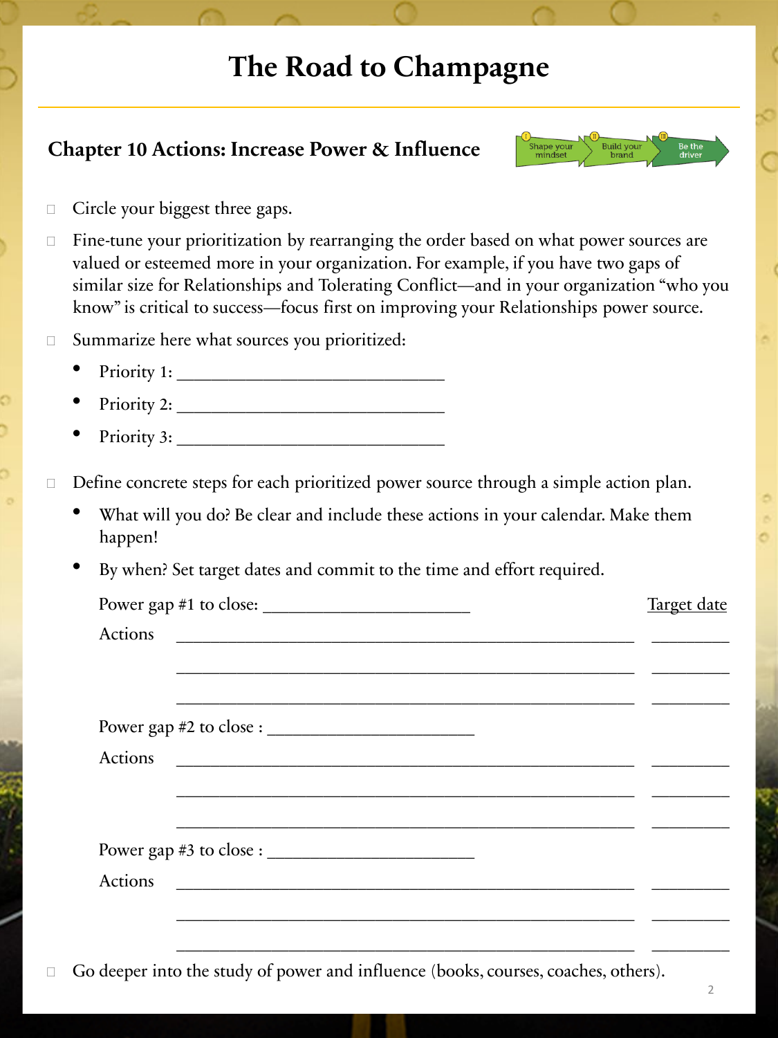# The Road to Champagne

## Chapter 10 Actions: Increase Power & Influence

Shape your mindset → Build your brand → Be the driver

- ☐ Circle your biggest three gaps.
- ☐ Fine-tune your prioritization by rearranging the order based on what power sources are valued or esteemed more in your organization. For example, if you have two gaps of similar size for Relationships and Tolerating Conflict—and in your organization "who you know" is critical to success—focus first on improving your Relationships power source.
- ☐ Summarize here what sources you prioritized:
  - Priority 1: ______________________________
  - Priority 2: ______________________________
  - Priority 3: ______________________________
- ☐ Define concrete steps for each prioritized power source through a simple action plan.
  - What will you do? Be clear and include these actions in your calendar. Make them happen!
  - By when? Set target dates and commit to the time and effort required.

| Power gap #1 to close: _______________________ | Target date |
|---|---|
| Actions ____________________________________________________ | _________ |
| ____________________________________________________ | _________ |
| ____________________________________________________ | _________ |
| Power gap #2 to close : _______________________ | |
| Actions ____________________________________________________ | _________ |
| ____________________________________________________ | _________ |
| ____________________________________________________ | _________ |
| Power gap #3 to close : _______________________ | |
| Actions ____________________________________________________ | _________ |
| ____________________________________________________ | _________ |
| ____________________________________________________ | _________ |

- ☐ Go deeper into the study of power and influence (books, courses, coaches, others).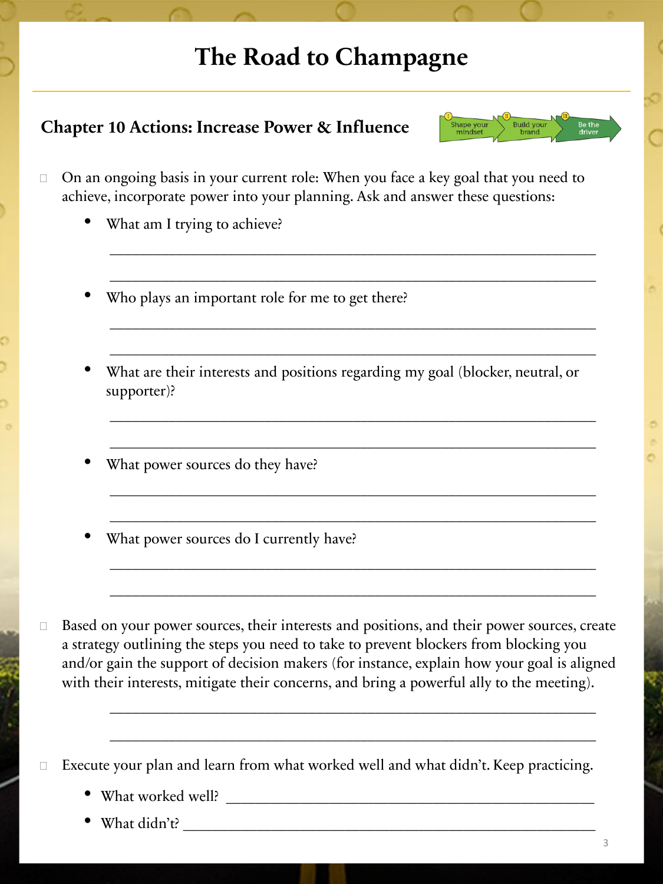# The Road to Champagne

## Chapter 10 Actions: Increase Power & Influence

Shape your mindset | Build your brand | Be the driver

- ☐ On an ongoing basis in your current role: When you face a key goal that you need to achieve, incorporate power into your planning. Ask and answer these questions:
  - What am I trying to achieve?

    ____________________________________________________________

    ____________________________________________________________

  - Who plays an important role for me to get there?

    ____________________________________________________________

    ____________________________________________________________

  - What are their interests and positions regarding my goal (blocker, neutral, or supporter)?

    ____________________________________________________________

    ____________________________________________________________

  - What power sources do they have?

    ____________________________________________________________

    ____________________________________________________________

  - What power sources do I currently have?

    ____________________________________________________________

    ____________________________________________________________

- ☐ Based on your power sources, their interests and positions, and their power sources, create a strategy outlining the steps you need to take to prevent blockers from blocking you and/or gain the support of decision makers (for instance, explain how your goal is aligned with their interests, mitigate their concerns, and bring a powerful ally to the meeting).

  ____________________________________________________________

  ____________________________________________________________

- ☐ Execute your plan and learn from what worked well and what didn't. Keep practicing.
  - What worked well? ____________________________________________________________
  - What didn't? ____________________________________________________________